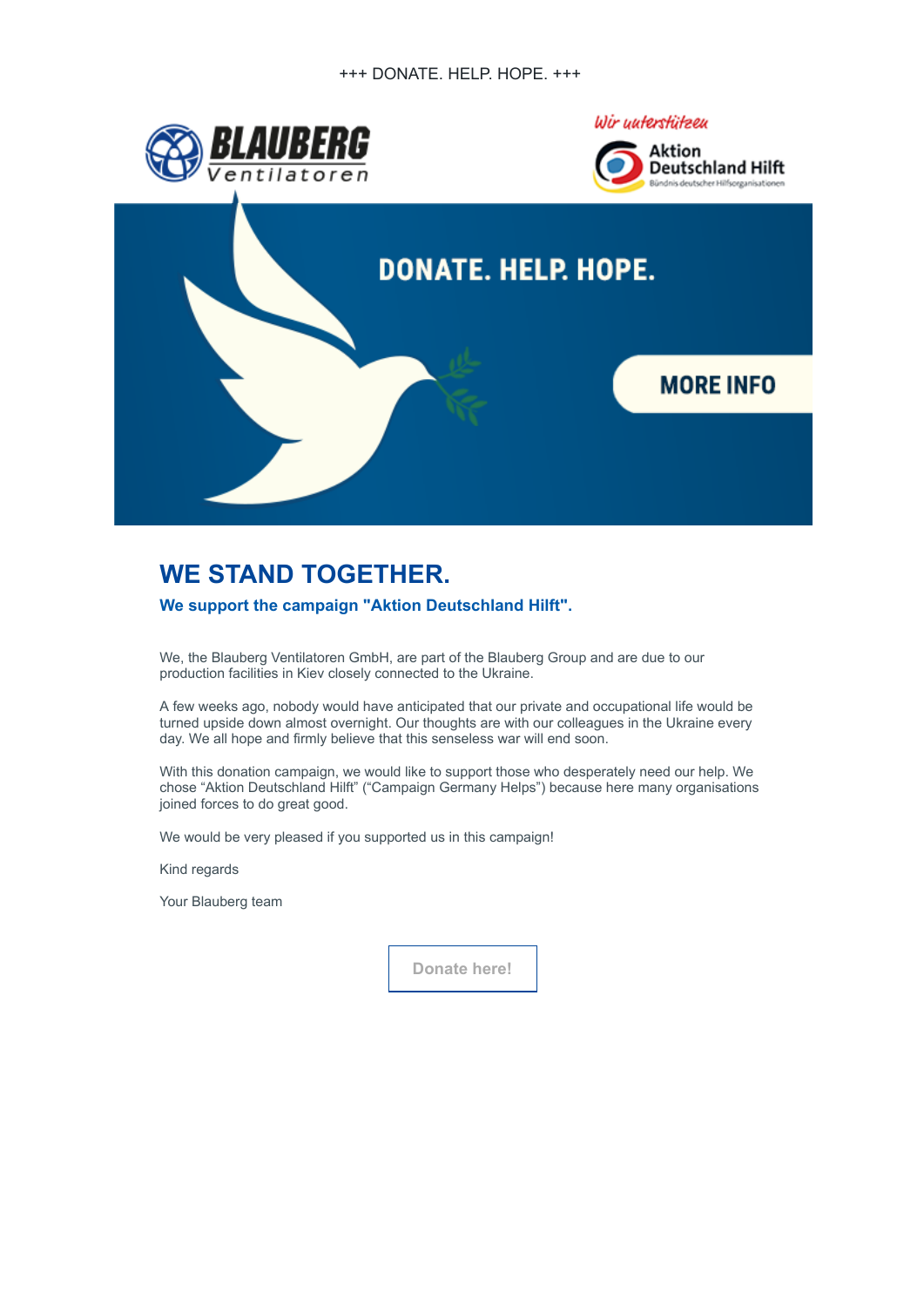+++ DONATE. HELP. HOPE. +++

BLAUBERG Ventilatoren

Wir unterstützen Aktion Deutschland Hilft Bündnis deutscher Hilfsorganisationen

DONATE. HELP. HOPE.

MORE INFO

# WE STAND TOGETHER.

## We support the campaign "Aktion Deutschland Hilft".

We, the Blauberg Ventilatoren GmbH, are part of the Blauberg Group and are due to our production facilities in Kiev closely connected to the Ukraine.

A few weeks ago, nobody would have anticipated that our private and occupational life would be turned upside down almost overnight. Our thoughts are with our colleagues in the Ukraine every day. We all hope and firmly believe that this senseless war will end soon.

With this donation campaign, we would like to support those who desperately need our help. We chose "Aktion Deutschland Hilft" ("Campaign Germany Helps") because here many organisations joined forces to do great good.

We would be very pleased if you supported us in this campaign!

Kind regards

Your Blauberg team

Donate here!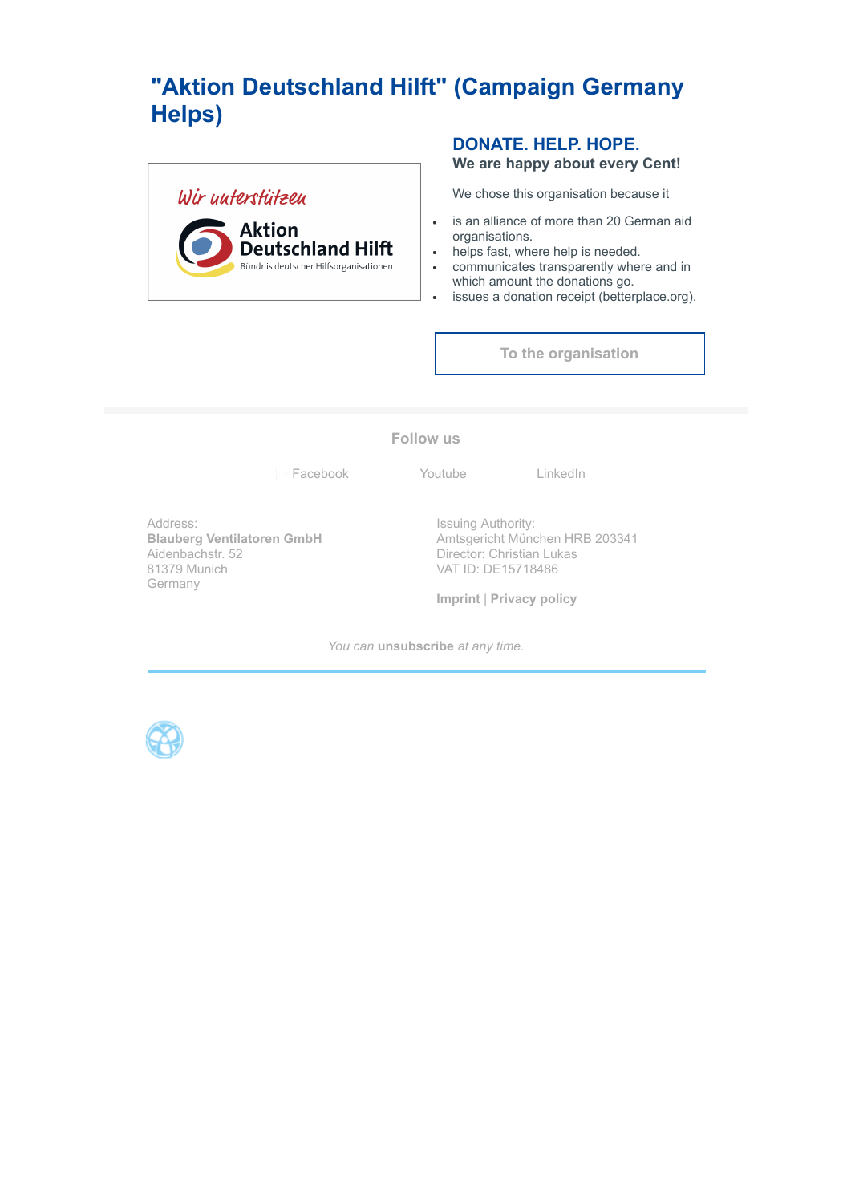# "Aktion Deutschland Hilft" (Campaign Germany Helps)

Wir unterstützen

Aktion Deutschland Hilft

Bündnis deutscher Hilfsorganisationen

## DONATE. HELP. HOPE.

**We are happy about every Cent!**

We chose this organisation because it

- is an alliance of more than 20 German aid organisations.
- helps fast, where help is needed.
- communicates transparently where and in which amount the donations go.
- issues a donation receipt (betterplace.org).

To the organisation

**Follow us**

Facebook Youtube LinkedIn

Address:
**Blauberg Ventilatoren GmbH**
Aidenbachstr. 52
81379 Munich
Germany

Issuing Authority:
Amtsgericht München HRB 203341
Director: Christian Lukas
VAT ID: DE15718486

**Imprint** | **Privacy policy**

*You can* ***unsubscribe*** *at any time.*